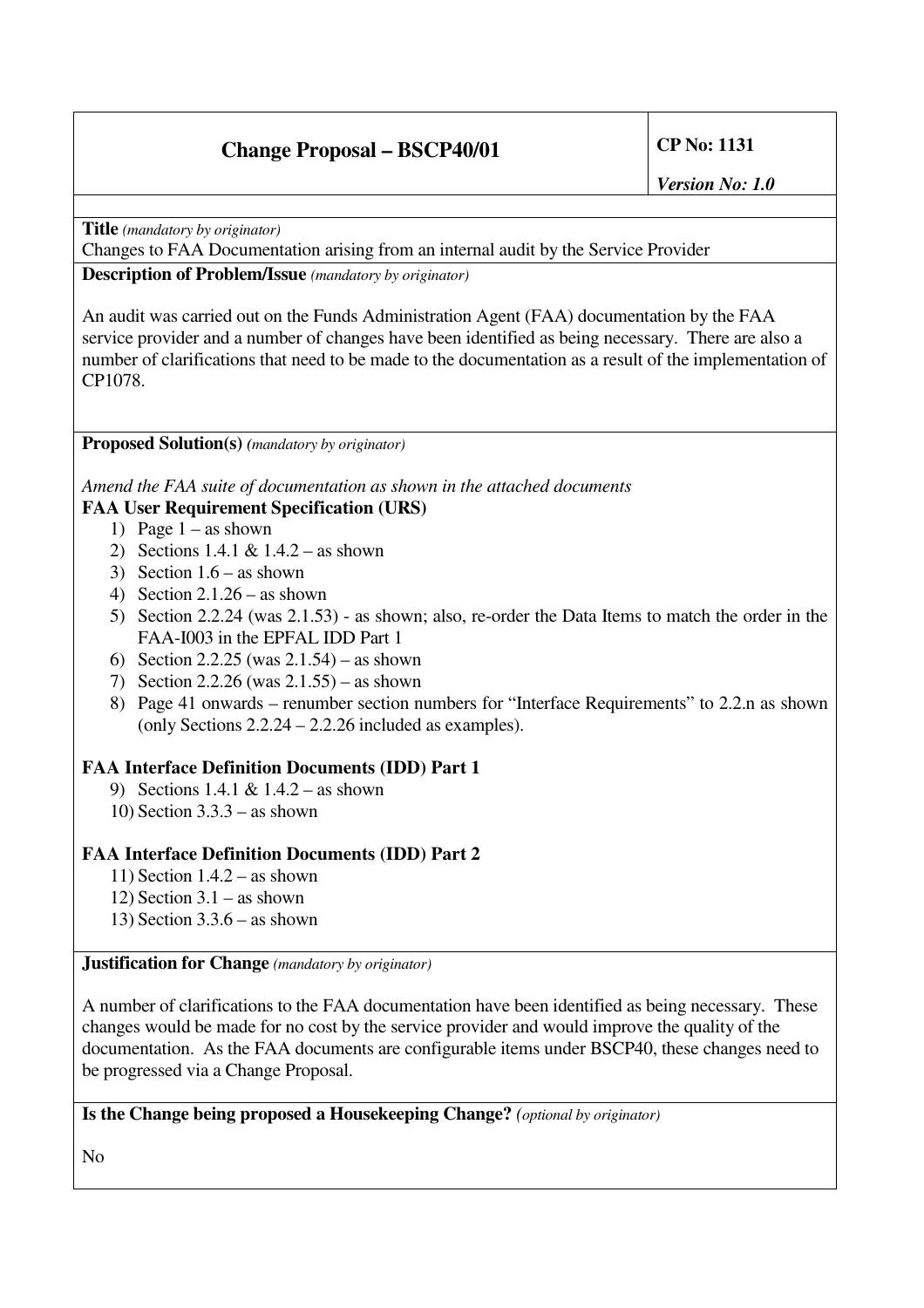# Change Proposal – BSCP40/01

**CP No: 1131**

***Version No: 1.0***

**Title** *(mandatory by originator)*

Changes to FAA Documentation arising from an internal audit by the Service Provider

**Description of Problem/Issue** *(mandatory by originator)*

An audit was carried out on the Funds Administration Agent (FAA) documentation by the FAA service provider and a number of changes have been identified as being necessary. There are also a number of clarifications that need to be made to the documentation as a result of the implementation of CP1078.

**Proposed Solution(s)** *(mandatory by originator)*

*Amend the FAA suite of documentation as shown in the attached documents*

**FAA User Requirement Specification (URS)**

1) Page 1 – as shown
2) Sections 1.4.1 & 1.4.2 – as shown
3) Section 1.6 – as shown
4) Section 2.1.26 – as shown
5) Section 2.2.24 (was 2.1.53) - as shown; also, re-order the Data Items to match the order in the FAA-I003 in the EPFAL IDD Part 1
6) Section 2.2.25 (was 2.1.54) – as shown
7) Section 2.2.26 (was 2.1.55) – as shown
8) Page 41 onwards – renumber section numbers for "Interface Requirements" to 2.2.n as shown (only Sections 2.2.24 – 2.2.26 included as examples).

**FAA Interface Definition Documents (IDD) Part 1**

9) Sections 1.4.1 & 1.4.2 – as shown
10) Section 3.3.3 – as shown

**FAA Interface Definition Documents (IDD) Part 2**

11) Section 1.4.2 – as shown
12) Section 3.1 – as shown
13) Section 3.3.6 – as shown

**Justification for Change** *(mandatory by originator)*

A number of clarifications to the FAA documentation have been identified as being necessary. These changes would be made for no cost by the service provider and would improve the quality of the documentation. As the FAA documents are configurable items under BSCP40, these changes need to be progressed via a Change Proposal.

**Is the Change being proposed a Housekeeping Change?** *(optional by originator)*

No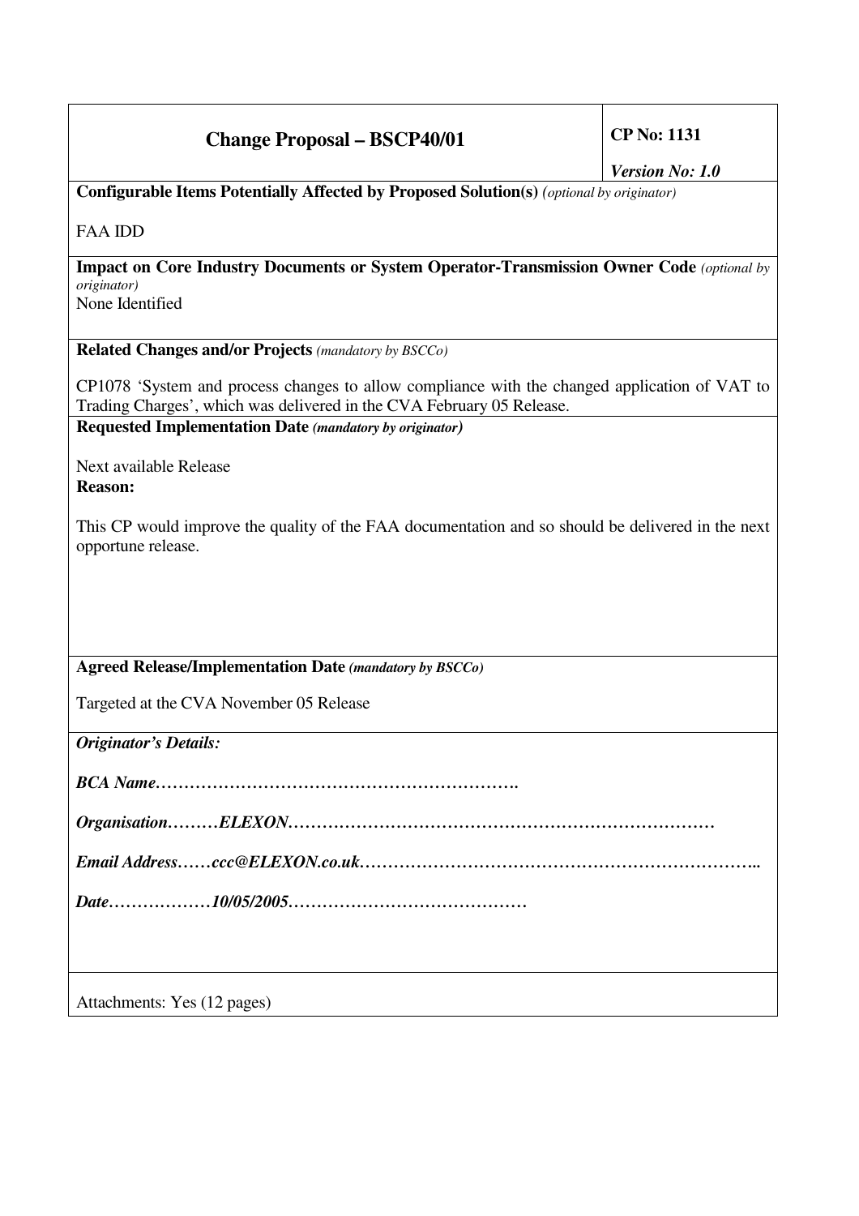| **Change Proposal – BSCP40/01** | **CP No: 1131**<br>***Version No: 1.0*** |
|---|---|

**Configurable Items Potentially Affected by Proposed Solution(s)** *(optional by originator)*

FAA IDD

**Impact on Core Industry Documents or System Operator-Transmission Owner Code** *(optional by originator)*

None Identified

**Related Changes and/or Projects** *(mandatory by BSCCo)*

CP1078 'System and process changes to allow compliance with the changed application of VAT to Trading Charges', which was delivered in the CVA February 05 Release.

**Requested Implementation Date** ***(mandatory by originator)***

Next available Release

**Reason:**

This CP would improve the quality of the FAA documentation and so should be delivered in the next opportune release.

**Agreed Release/Implementation Date** ***(mandatory by BSCCo)***

Targeted at the CVA November 05 Release

***Originator's Details:***

***BCA Name……………………………………………………….***

***Organisation………ELEXON…………………………………………………………………***

***Email Address……ccc@ELEXON.co.uk……………………………………………………………..***

***Date………………10/05/2005……………………………………***

Attachments: Yes (12 pages)